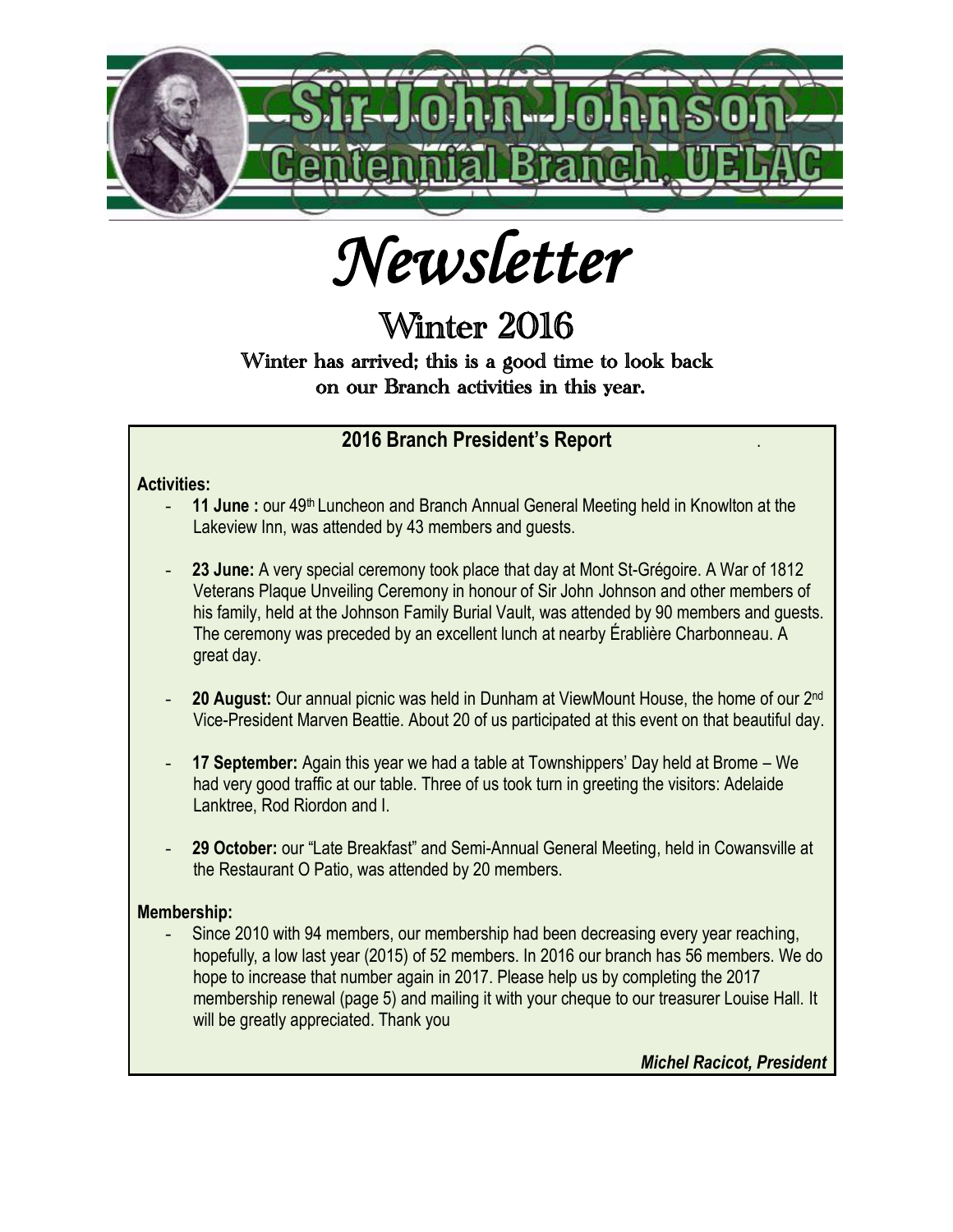# Sir John Johnson Centennial Branch, UELAC

# *Newsletter*

## Winter 2016

**Winter has arrived; this is a good time to look back on our Branch activities in this year.**

### 2016 Branch President's Report

**Activities:**

- **11 June :** our 49th Luncheon and Branch Annual General Meeting held in Knowlton at the Lakeview Inn, was attended by 43 members and guests.

- **23 June:** A very special ceremony took place that day at Mont St-Grégoire. A War of 1812 Veterans Plaque Unveiling Ceremony in honour of Sir John Johnson and other members of his family, held at the Johnson Family Burial Vault, was attended by 90 members and guests. The ceremony was preceded by an excellent lunch at nearby Érablière Charbonneau. A great day.

- **20 August:** Our annual picnic was held in Dunham at ViewMount House, the home of our 2nd Vice-President Marven Beattie. About 20 of us participated at this event on that beautiful day.

- **17 September:** Again this year we had a table at Townshippers' Day held at Brome – We had very good traffic at our table. Three of us took turn in greeting the visitors: Adelaide Lanktree, Rod Riordon and I.

- **29 October:** our "Late Breakfast" and Semi-Annual General Meeting, held in Cowansville at the Restaurant O Patio, was attended by 20 members.

**Membership:**

- Since 2010 with 94 members, our membership had been decreasing every year reaching, hopefully, a low last year (2015) of 52 members. In 2016 our branch has 56 members. We do hope to increase that number again in 2017. Please help us by completing the 2017 membership renewal (page 5) and mailing it with your cheque to our treasurer Louise Hall. It will be greatly appreciated. Thank you

***Michel Racicot, President***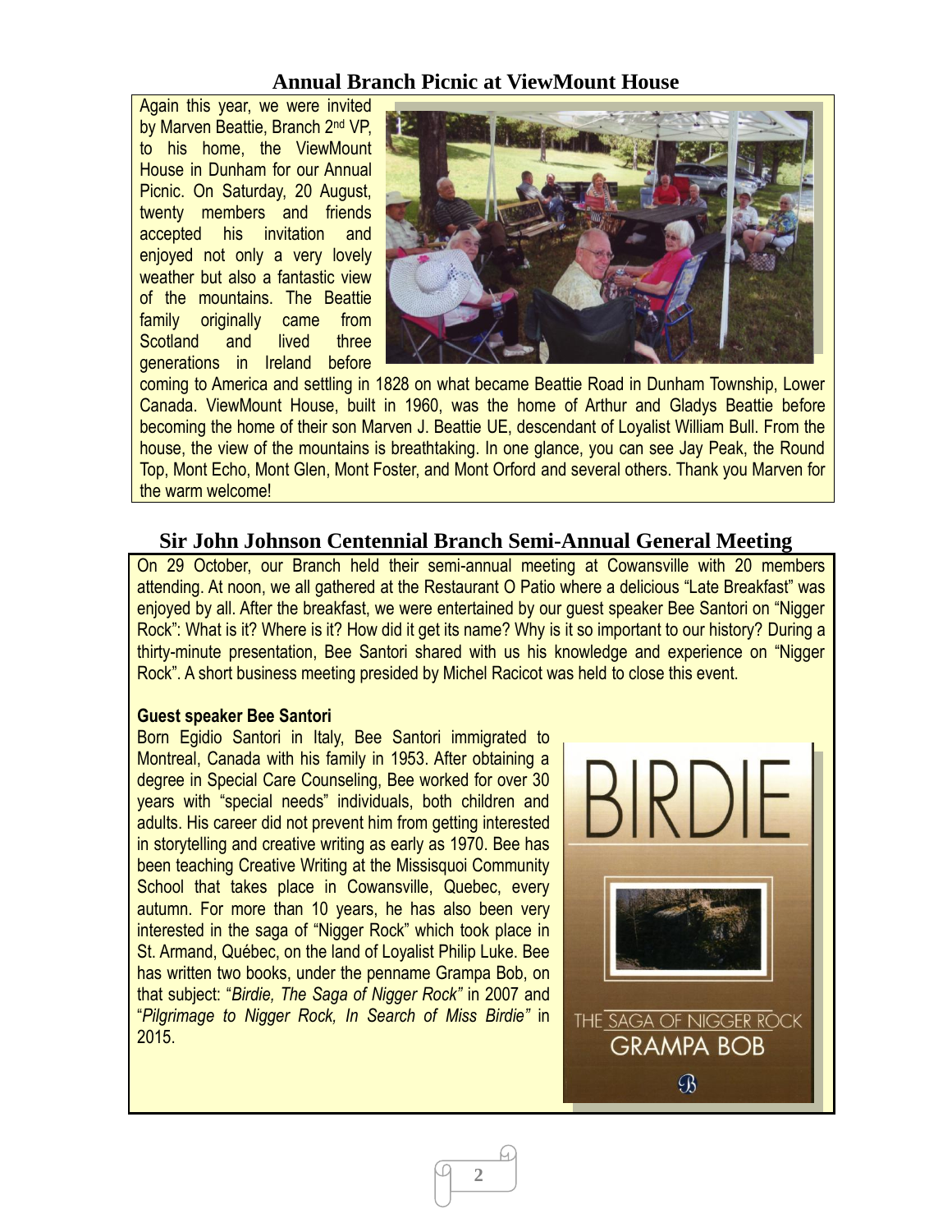## Annual Branch Picnic at ViewMount House

Again this year, we were invited by Marven Beattie, Branch 2nd VP, to his home, the ViewMount House in Dunham for our Annual Picnic. On Saturday, 20 August, twenty members and friends accepted his invitation and enjoyed not only a very lovely weather but also a fantastic view of the mountains. The Beattie family originally came from Scotland and lived three generations in Ireland before coming to America and settling in 1828 on what became Beattie Road in Dunham Township, Lower Canada. ViewMount House, built in 1960, was the home of Arthur and Gladys Beattie before becoming the home of their son Marven J. Beattie UE, descendant of Loyalist William Bull. From the house, the view of the mountains is breathtaking. In one glance, you can see Jay Peak, the Round Top, Mont Echo, Mont Glen, Mont Foster, and Mont Orford and several others. Thank you Marven for the warm welcome!

## Sir John Johnson Centennial Branch Semi-Annual General Meeting

On 29 October, our Branch held their semi-annual meeting at Cowansville with 20 members attending. At noon, we all gathered at the Restaurant O Patio where a delicious "Late Breakfast" was enjoyed by all. After the breakfast, we were entertained by our guest speaker Bee Santori on "Nigger Rock": What is it? Where is it? How did it get its name? Why is it so important to our history? During a thirty-minute presentation, Bee Santori shared with us his knowledge and experience on "Nigger Rock". A short business meeting presided by Michel Racicot was held to close this event.

**Guest speaker Bee Santori**

Born Egidio Santori in Italy, Bee Santori immigrated to Montreal, Canada with his family in 1953. After obtaining a degree in Special Care Counseling, Bee worked for over 30 years with "special needs" individuals, both children and adults. His career did not prevent him from getting interested in storytelling and creative writing as early as 1970. Bee has been teaching Creative Writing at the Missisquoi Community School that takes place in Cowansville, Quebec, every autumn. For more than 10 years, he has also been very interested in the saga of "Nigger Rock" which took place in St. Armand, Québec, on the land of Loyalist Philip Luke. Bee has written two books, under the penname Grampa Bob, on that subject: "*Birdie, The Saga of Nigger Rock"* in 2007 and "*Pilgrimage to Nigger Rock, In Search of Miss Birdie"* in 2015.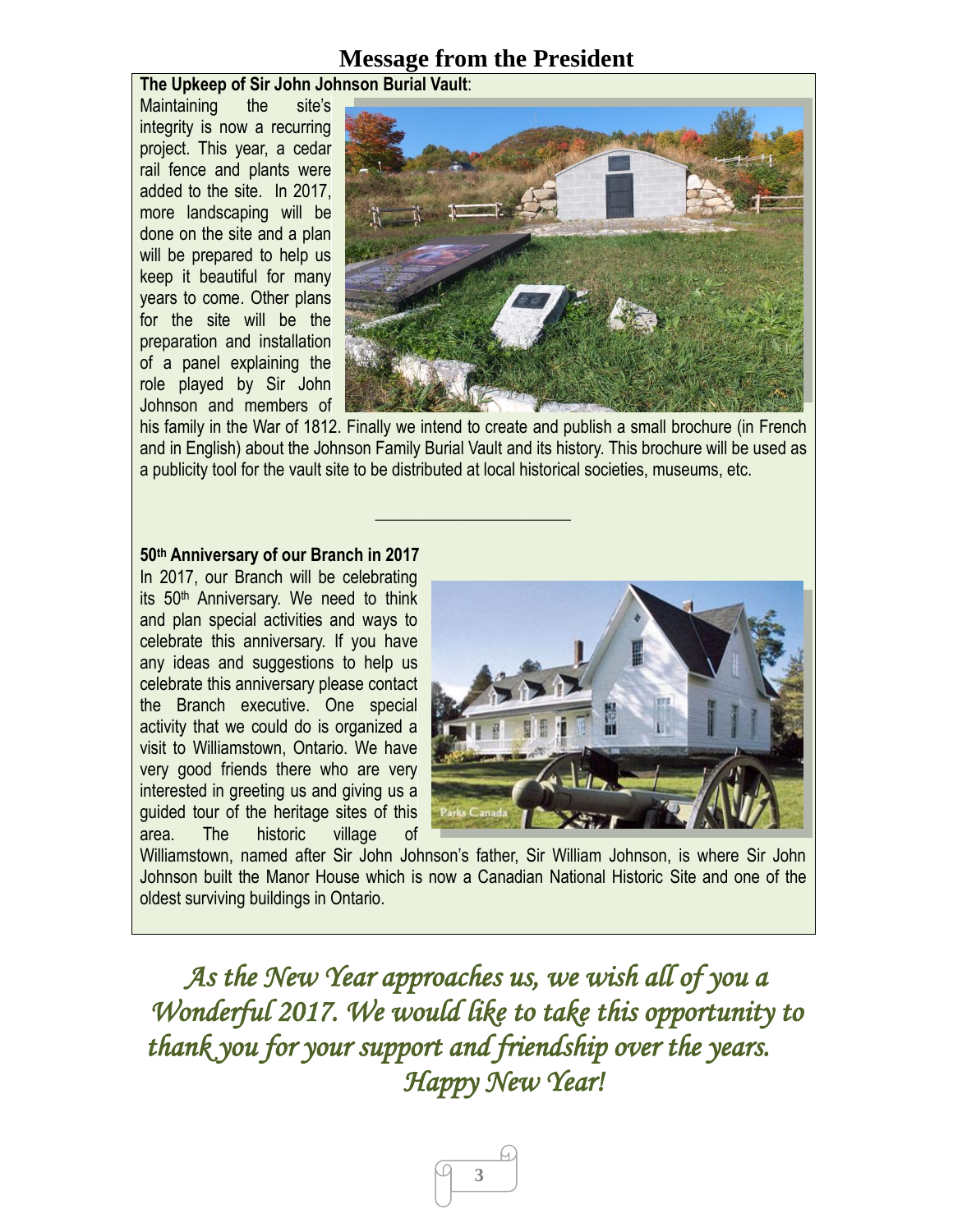# Message from the President

**The Upkeep of Sir John Johnson Burial Vault**:

Maintaining the site's integrity is now a recurring project. This year, a cedar rail fence and plants were added to the site. In 2017, more landscaping will be done on the site and a plan will be prepared to help us keep it beautiful for many years to come. Other plans for the site will be the preparation and installation of a panel explaining the role played by Sir John Johnson and members of his family in the War of 1812. Finally we intend to create and publish a small brochure (in French and in English) about the Johnson Family Burial Vault and its history. This brochure will be used as a publicity tool for the vault site to be distributed at local historical societies, museums, etc.

---

**50th Anniversary of our Branch in 2017**

In 2017, our Branch will be celebrating its 50th Anniversary. We need to think and plan special activities and ways to celebrate this anniversary. If you have any ideas and suggestions to help us celebrate this anniversary please contact the Branch executive. One special activity that we could do is organized a visit to Williamstown, Ontario. We have very good friends there who are very interested in greeting us and giving us a guided tour of the heritage sites of this area. The historic village of Williamstown, named after Sir John Johnson's father, Sir William Johnson, is where Sir John Johnson built the Manor House which is now a Canadian National Historic Site and one of the oldest surviving buildings in Ontario.

*As the New Year approaches us, we wish all of you a Wonderful 2017. We would like to take this opportunity to thank you for your support and friendship over the years.*

*Happy New Year!*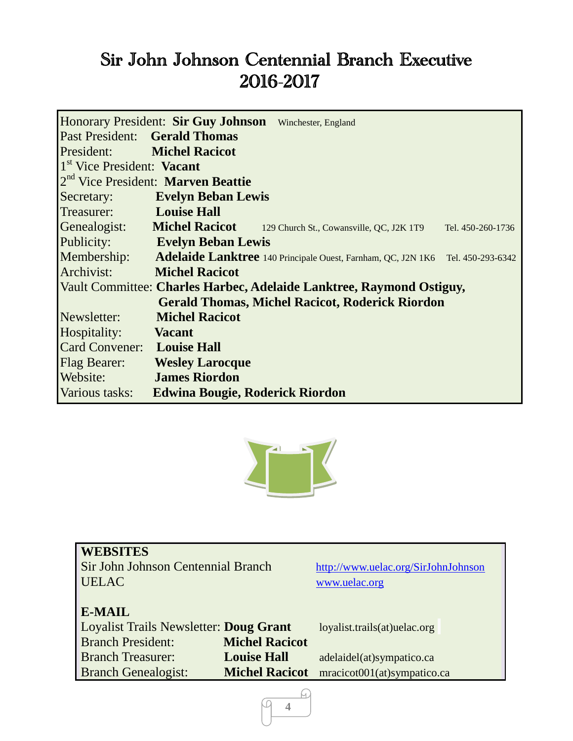# Sir John Johnson Centennial Branch Executive 2016-2017

Honorary President: **Sir Guy Johnson** Winchester, England
Past President: **Gerald Thomas**
President: **Michel Racicot**
1st Vice President: **Vacant**
2nd Vice President: **Marven Beattie**
Secretary: **Evelyn Beban Lewis**
Treasurer: **Louise Hall**
Genealogist: **Michel Racicot** 129 Church St., Cowansville, QC, J2K 1T9 Tel. 450-260-1736
Publicity: **Evelyn Beban Lewis**
Membership: **Adelaide Lanktree** 140 Principale Ouest, Farnham, QC, J2N 1K6 Tel. 450-293-6342
Archivist: **Michel Racicot**
Vault Committee: **Charles Harbec, Adelaide Lanktree, Raymond Ostiguy, Gerald Thomas, Michel Racicot, Roderick Riordon**
Newsletter: **Michel Racicot**
Hospitality: **Vacant**
Card Convener: **Louise Hall**
Flag Bearer: **Wesley Larocque**
Website: **James Riordon**
Various tasks: **Edwina Bougie, Roderick Riordon**

**WEBSITES**

Sir John Johnson Centennial Branch http://www.uelac.org/SirJohnJohnson
UELAC www.uelac.org

**E-MAIL**

Loyalist Trails Newsletter: **Doug Grant** loyalist.trails(at)uelac.org
Branch President: **Michel Racicot**
Branch Treasurer: **Louise Hall** adelaidel(at)sympatico.ca
Branch Genealogist: **Michel Racicot** mracicot001(at)sympatico.ca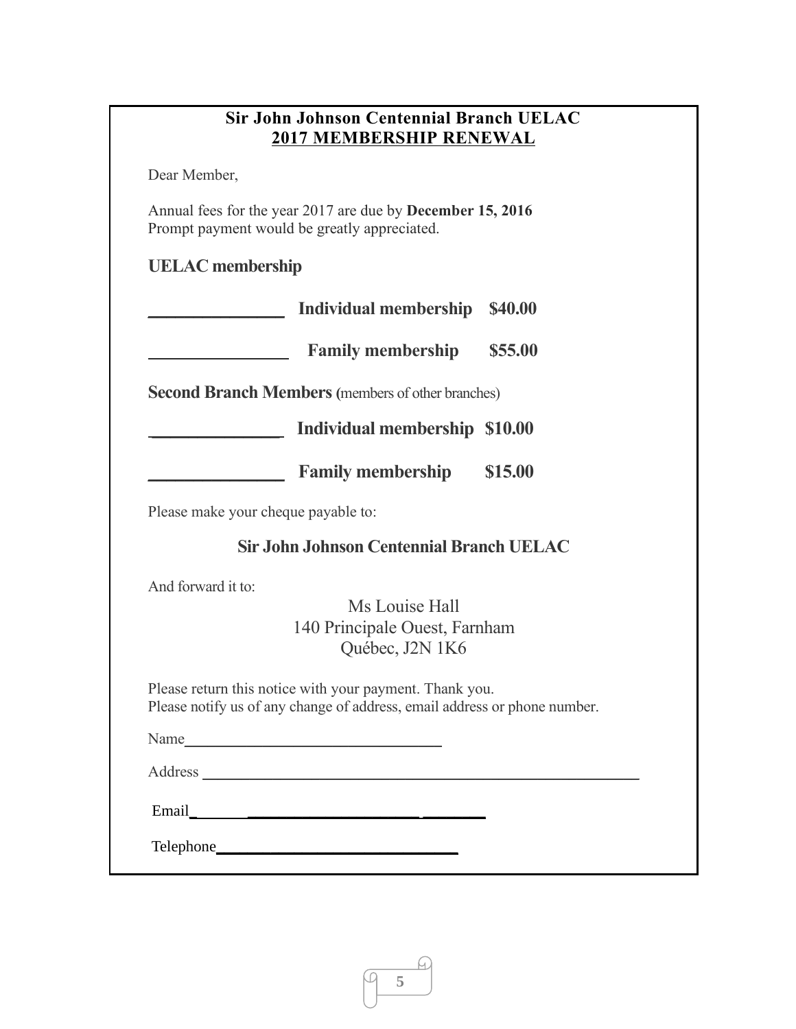**Sir John Johnson Centennial Branch UELAC**
**2017 MEMBERSHIP RENEWAL**

Dear Member,

Annual fees for the year 2017 are due by **December 15, 2016**
Prompt payment would be greatly appreciated.

**UELAC membership**

________________ **Individual membership $40.00**

________________ **Family membership $55.00**

**Second Branch Members (**members of other branches)

________________ **Individual membership $10.00**

________________ **Family membership $15.00**

Please make your cheque payable to:

**Sir John Johnson Centennial Branch UELAC**

And forward it to:

Ms Louise Hall
140 Principale Ouest, Farnham
Québec, J2N 1K6

Please return this notice with your payment. Thank you.
Please notify us of any change of address, email address or phone number.

Name________________________________

Address ________________________________________________________

Email________________________________

Telephone________________________________